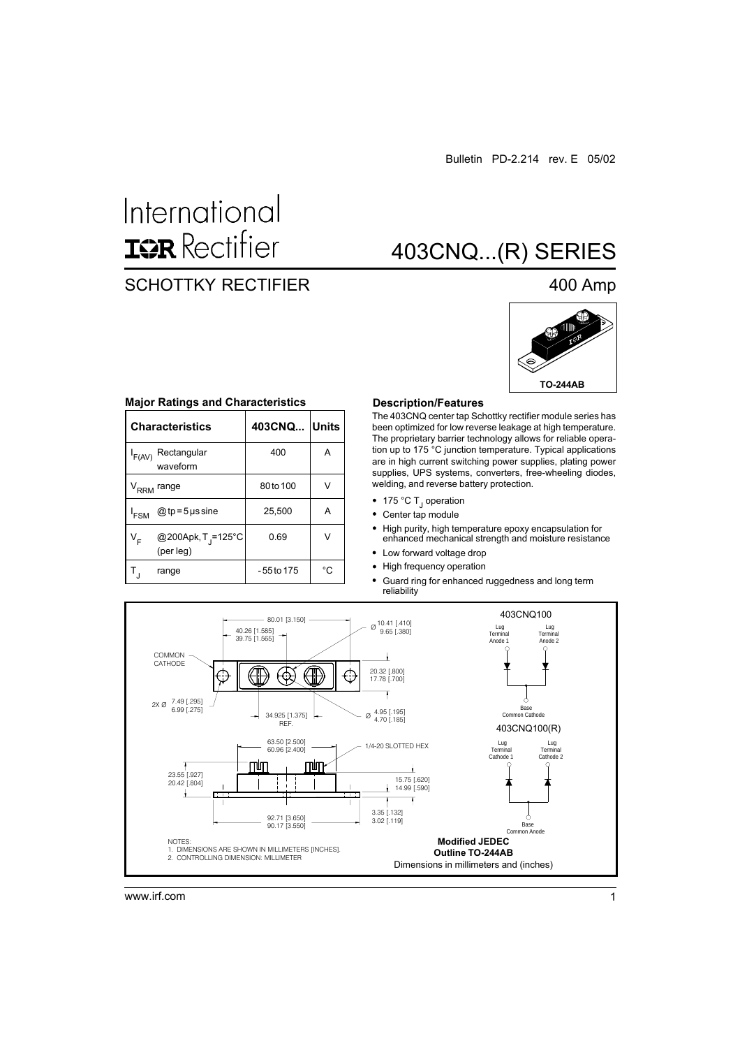Bulletin PD-2.214 rev. E 05/02

International
IOR Rectifier

# 403CNQ...(R) SERIES

## SCHOTTKY RECTIFIER

400 Amp

TO-244AB

### Major Ratings and Characteristics

| Characteristics | 403CNQ... | Units |
|---|---|---|
| $I_{F(AV)}$ Rectangular waveform | 400 | A |
| $V_{RRM}$ range | 80 to 100 | V |
| $I_{FSM}$ @ tp = 5 µs sine | 25,500 | A |
| $V_F$ @200Apk, $T_J$=125°C (per leg) | 0.69 | V |
| $T_J$ range | - 55 to 175 | °C |

### Description/Features

The 403CNQ center tap Schottky rectifier module series has been optimized for low reverse leakage at high temperature. The proprietary barrier technology allows for reliable operation up to 175 °C junction temperature. Typical applications are in high current switching power supplies, plating power supplies, UPS systems, converters, free-wheeling diodes, welding, and reverse battery protection.

- 175 °C $T_J$ operation
- Center tap module
- High purity, high temperature epoxy encapsulation for enhanced mechanical strength and moisture resistance
- Low forward voltage drop
- High frequency operation
- Guard ring for enhanced ruggedness and long term reliability

80.01 [3.150]
40.26 [1.585]
39.75 [1.565]
Ø 10.41 [.410]
9.65 [.380]
COMMON CATHODE
20.32 [.800]
17.78 [.700]
2X Ø 7.49 [.295]
6.99 [.275]
34.925 [1.375] REF.
Ø 4.95 [.195]
4.70 [.185]
63.50 [2.500]
60.96 [2.400]
1/4-20 SLOTTED HEX
23.55 [.927]
20.42 [.804]
15.75 [.620]
14.99 [.590]
3.35 [.132]
3.02 [.119]
92.71 [3.650]
90.17 [3.550]

403CNQ100
Lug Terminal Anode 1
Lug Terminal Anode 2
Base Common Cathode

403CNQ100(R)
Lug Terminal Cathode 1
Lug Terminal Cathode 2
Base Common Anode

NOTES:
1. DIMENSIONS ARE SHOWN IN MILLIMETERS [INCHES].
2. CONTROLLING DIMENSION: MILLIMETER

**Modified JEDEC Outline TO-244AB**

Dimensions in millimeters and (inches)

www.irf.com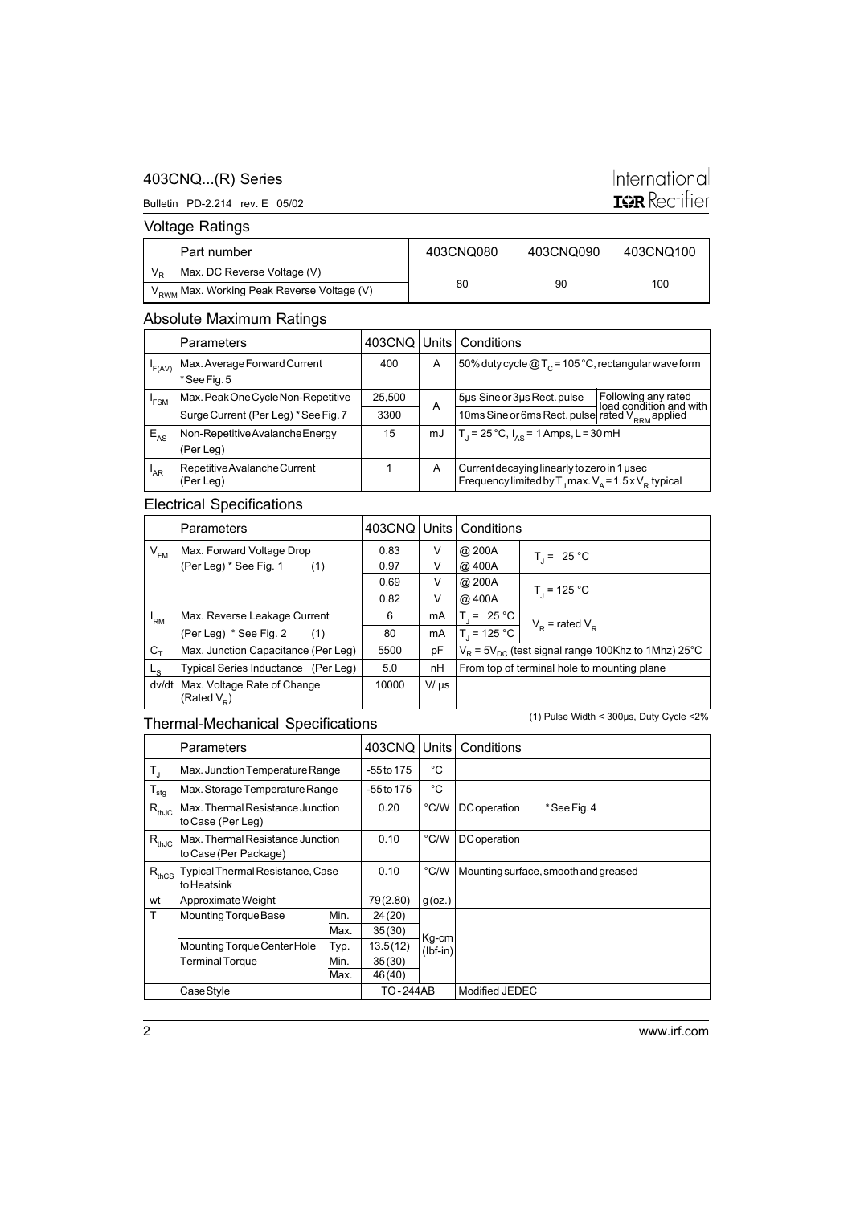## Voltage Ratings

| | Part number | 403CNQ080 | 403CNQ090 | 403CNQ100 |
|---|---|---|---|---|
| $V_R$ | Max. DC Reverse Voltage (V) | 80 | 90 | 100 |
| $V_{RWM}$ | Max. Working Peak Reverse Voltage (V) | | | |

## Absolute Maximum Ratings

| | Parameters | 403CNQ | Units | Conditions | |
|---|---|---|---|---|---|
| $I_{F(AV)}$ | Max. Average Forward Current * See Fig. 5 | 400 | A | 50% duty cycle @ $T_C$ = 105 °C, rectangular wave form | |
| $I_{FSM}$ | Max. Peak One Cycle Non-Repetitive Surge Current (Per Leg) * See Fig. 7 | 25,500 | A | 5µs Sine or 3µs Rect. pulse | Following any rated load condition and with rated $V_{RRM}$ applied |
| | | 3300 | | 10ms Sine or 6ms Rect. pulse | |
| $E_{AS}$ | Non-Repetitive Avalanche Energy (Per Leg) | 15 | mJ | $T_J$ = 25 °C, $I_{AS}$ = 1 Amps, L = 30 mH | |
| $I_{AR}$ | Repetitive Avalanche Current (Per Leg) | 1 | A | Current decaying linearly to zero in 1 µsec. Frequency limited by $T_J$ max. $V_A$ = 1.5 x $V_R$ typical | |

## Electrical Specifications

| | Parameters | 403CNQ | Units | Conditions | |
|---|---|---|---|---|---|
| $V_{FM}$ | Max. Forward Voltage Drop (Per Leg) * See Fig. 1 (1) | 0.83 | V | @ 200A | $T_J$ = 25 °C |
| | | 0.97 | V | @ 400A | |
| | | 0.69 | V | @ 200A | $T_J$ = 125 °C |
| | | 0.82 | V | @ 400A | |
| $I_{RM}$ | Max. Reverse Leakage Current (Per Leg) * See Fig. 2 (1) | 6 | mA | $T_J$ = 25 °C | $V_R$ = rated $V_R$ |
| | | 80 | mA | $T_J$ = 125 °C | |
| $C_T$ | Max. Junction Capacitance (Per Leg) | 5500 | pF | $V_R$ = 5$V_{DC}$ (test signal range 100Khz to 1Mhz) 25°C | |
| $L_S$ | Typical Series Inductance (Per Leg) | 5.0 | nH | From top of terminal hole to mounting plane | |
| dv/dt | Max. Voltage Rate of Change (Rated $V_R$) | 10000 | V/ µs | | |

(1) Pulse Width < 300µs, Duty Cycle <2%

## Thermal-Mechanical Specifications

| | Parameters | | 403CNQ | Units | Conditions |
|---|---|---|---|---|---|
| $T_J$ | Max. Junction Temperature Range | | -55 to 175 | °C | |
| $T_{stg}$ | Max. Storage Temperature Range | | -55 to 175 | °C | |
| $R_{thJC}$ | Max. Thermal Resistance Junction to Case (Per Leg) | | 0.20 | °C/W | DC operation * See Fig. 4 |
| $R_{thJC}$ | Max. Thermal Resistance Junction to Case (Per Package) | | 0.10 | °C/W | DC operation |
| $R_{thCS}$ | Typical Thermal Resistance, Case to Heatsink | | 0.10 | °C/W | Mounting surface, smooth and greased |
| wt | Approximate Weight | | 79 (2.80) | g (oz.) | |
| T | Mounting Torque Base | Min. | 24 (20) | Kg-cm (lbf-in) | |
| | | Max. | 35 (30) | | |
| | Mounting Torque Center Hole | Typ. | 13.5 (12) | | |
| | Terminal Torque | Min. | 35 (30) | | |
| | | Max. | 46 (40) | | |
| | Case Style | | TO - 244AB | | Modified JEDEC |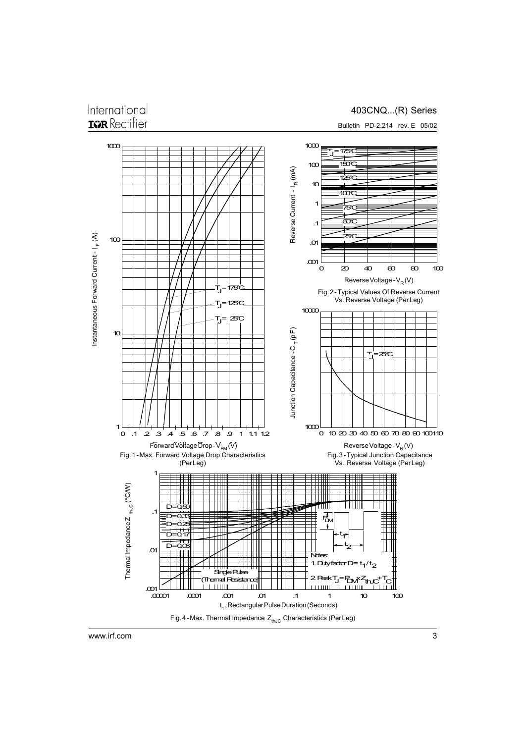Fig. 1 - Max. Forward Voltage Drop Characteristics (Per Leg)

Fig. 2 - Typical Values Of Reverse Current Vs. Reverse Voltage (Per Leg)

Fig. 3 - Typical Junction Capacitance Vs. Reverse Voltage (Per Leg)

Fig. 4 - Max. Thermal Impedance $Z_{thJC}$ Characteristics (Per Leg)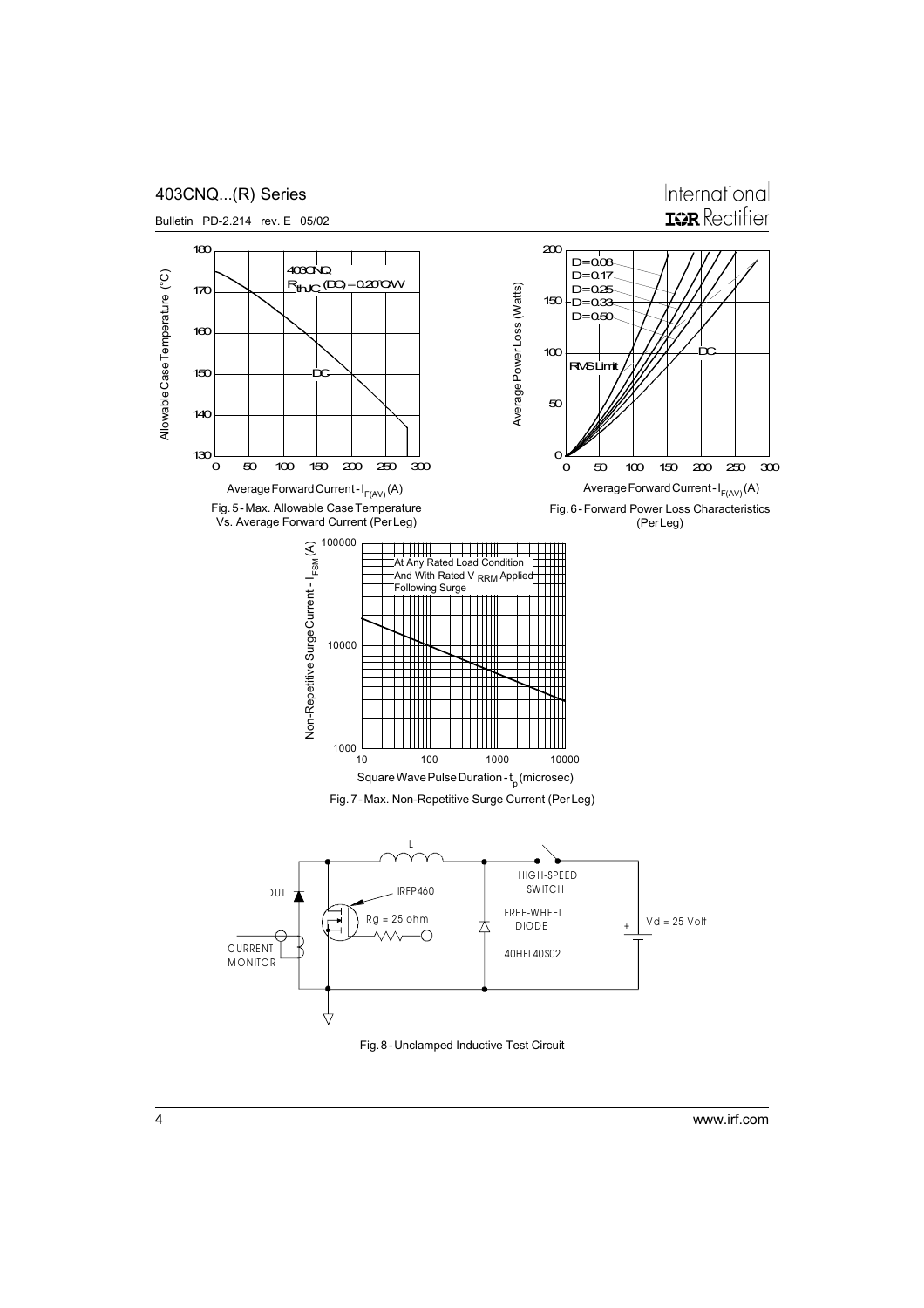Fig. 5 - Max. Allowable Case Temperature Vs. Average Forward Current (Per Leg)

Fig. 6 - Forward Power Loss Characteristics (Per Leg)

Fig. 7 - Max. Non-Repetitive Surge Current (Per Leg)

Fig. 8 - Unclamped Inductive Test Circuit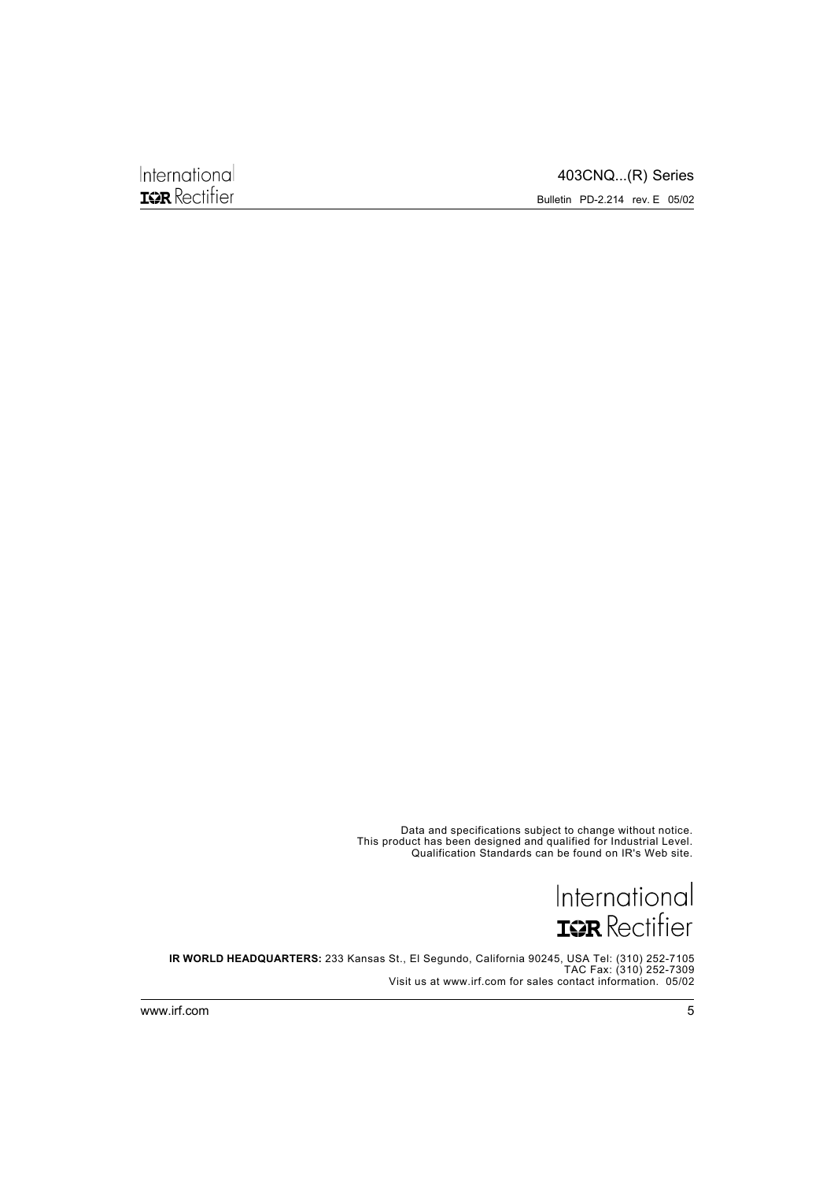Data and specifications subject to change without notice.
This product has been designed and qualified for Industrial Level.
Qualification Standards can be found on IR's Web site.

International
IOR Rectifier

**IR WORLD HEADQUARTERS:** 233 Kansas St., El Segundo, California 90245, USA Tel: (310) 252-7105
TAC Fax: (310) 252-7309
Visit us at www.irf.com for sales contact information. 05/02